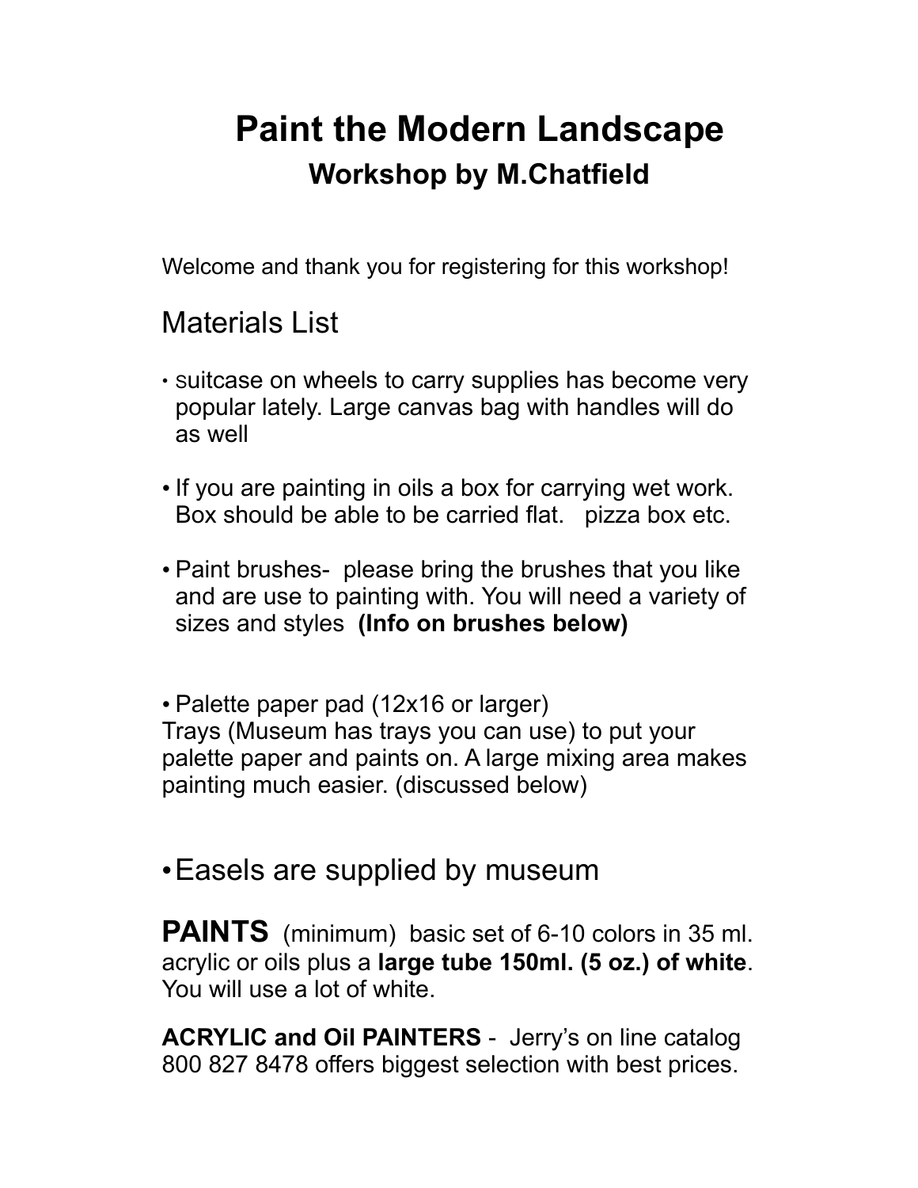# Paint the Modern Landscape

## Workshop by M.Chatfield

Welcome and thank you for registering for this workshop!

## Materials List

- suitcase on wheels to carry supplies has become very popular lately. Large canvas bag with handles will do as well

- If you are painting in oils a box for carrying wet work. Box should be able to be carried flat. pizza box etc.

- Paint brushes- please bring the brushes that you like and are use to painting with. You will need a variety of sizes and styles **(Info on brushes below)**

- Palette paper pad (12x16 or larger)

Trays (Museum has trays you can use) to put your palette paper and paints on. A large mixing area makes painting much easier. (discussed below)

- Easels are supplied by museum

**PAINTS** (minimum) basic set of 6-10 colors in 35 ml. acrylic or oils plus a **large tube 150ml. (5 oz.) of white**. You will use a lot of white.

**ACRYLIC and Oil PAINTERS** - Jerry's on line catalog 800 827 8478 offers biggest selection with best prices.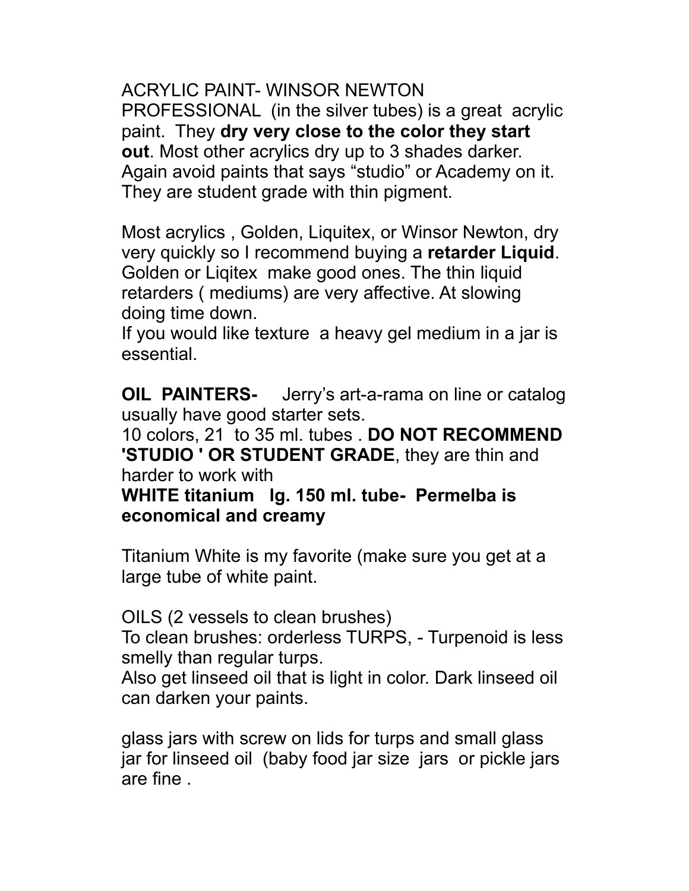ACRYLIC PAINT- WINSOR NEWTON PROFESSIONAL (in the silver tubes) is a great acrylic paint. They **dry very close to the color they start out**. Most other acrylics dry up to 3 shades darker. Again avoid paints that says "studio" or Academy on it. They are student grade with thin pigment.

Most acrylics , Golden, Liquitex, or Winsor Newton, dry very quickly so I recommend buying a **retarder Liquid**. Golden or Liqitex make good ones. The thin liquid retarders ( mediums) are very affective. At slowing doing time down.
If you would like texture a heavy gel medium in a jar is essential.

**OIL PAINTERS-** Jerry's art-a-rama on line or catalog usually have good starter sets.
10 colors, 21 to 35 ml. tubes . **DO NOT RECOMMEND 'STUDIO ' OR STUDENT GRADE**, they are thin and harder to work with
**WHITE titanium lg. 150 ml. tube- Permelba is economical and creamy**

Titanium White is my favorite (make sure you get at a large tube of white paint.

OILS (2 vessels to clean brushes)
To clean brushes: orderless TURPS, - Turpenoid is less smelly than regular turps.
Also get linseed oil that is light in color. Dark linseed oil can darken your paints.

glass jars with screw on lids for turps and small glass jar for linseed oil (baby food jar size jars or pickle jars are fine .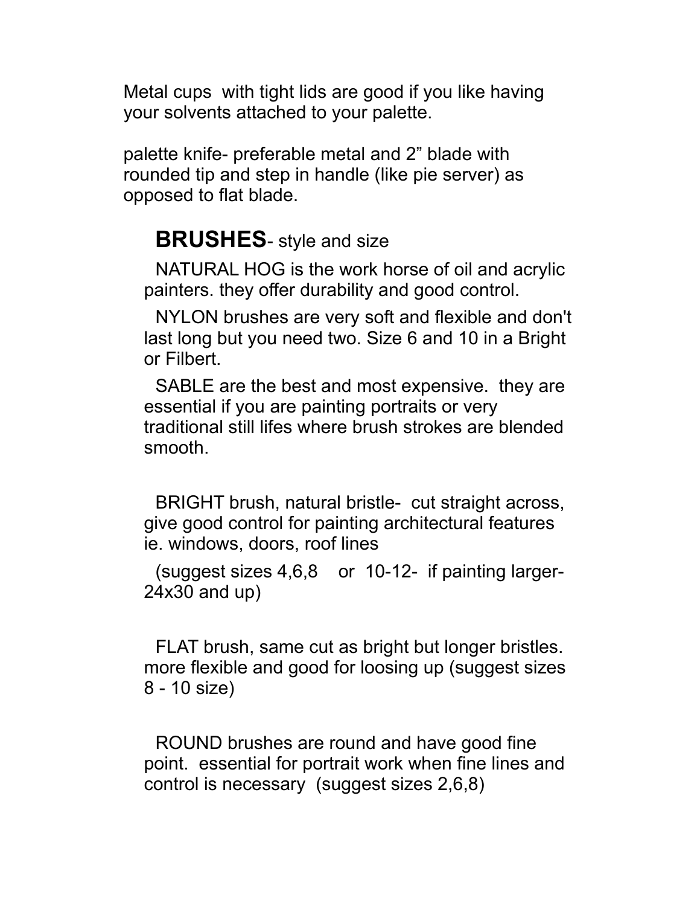Metal cups with tight lids are good if you like having your solvents attached to your palette.

palette knife- preferable metal and 2" blade with rounded tip and step in handle (like pie server) as opposed to flat blade.

## **BRUSHES**- style and size

NATURAL HOG is the work horse of oil and acrylic painters. they offer durability and good control.

NYLON brushes are very soft and flexible and don't last long but you need two. Size 6 and 10 in a Bright or Filbert.

SABLE are the best and most expensive. they are essential if you are painting portraits or very traditional still lifes where brush strokes are blended smooth.

BRIGHT brush, natural bristle- cut straight across, give good control for painting architectural features ie. windows, doors, roof lines

(suggest sizes 4,6,8 or 10-12- if painting larger- 24x30 and up)

FLAT brush, same cut as bright but longer bristles. more flexible and good for loosing up (suggest sizes 8 - 10 size)

ROUND brushes are round and have good fine point. essential for portrait work when fine lines and control is necessary (suggest sizes 2,6,8)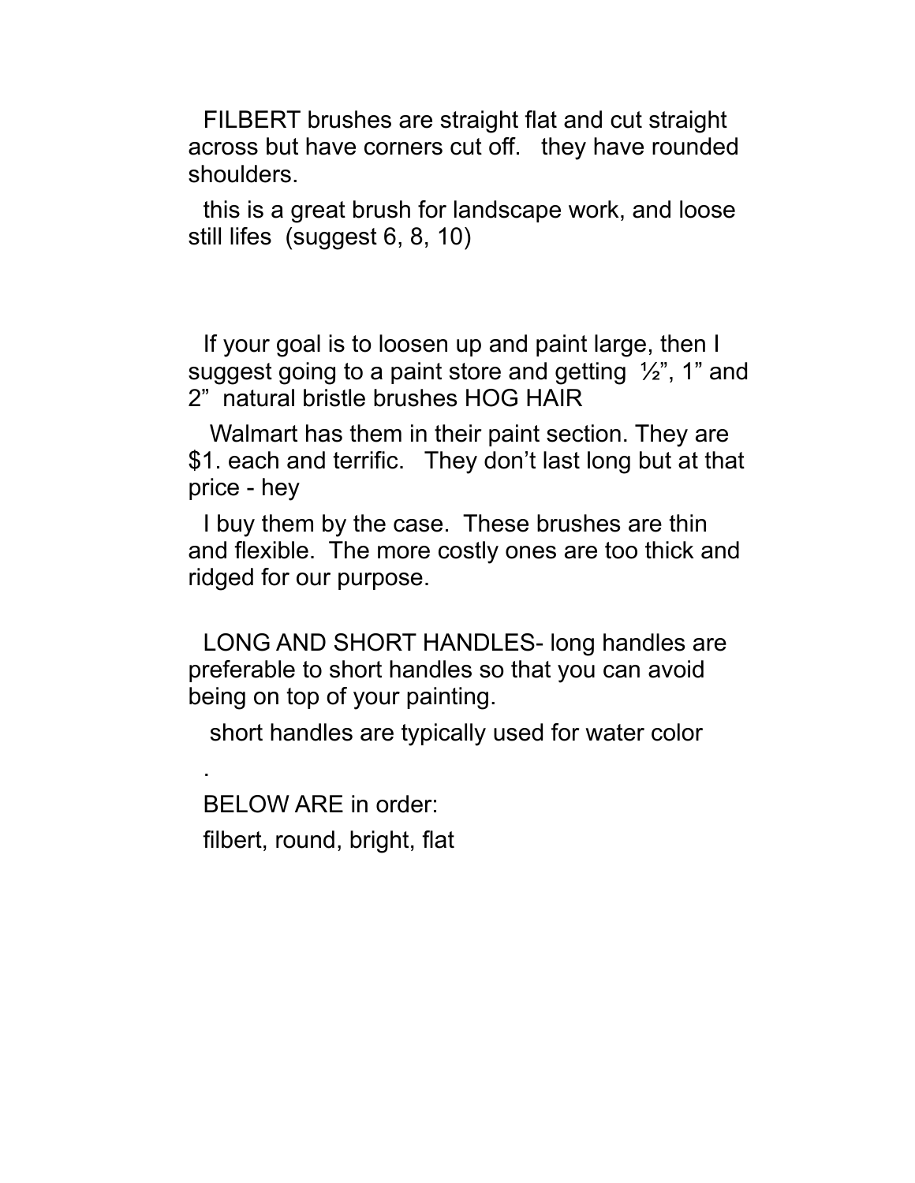FILBERT brushes are straight flat and cut straight across but have corners cut off.   they have rounded shoulders.

this is a great brush for landscape work, and loose still lifes  (suggest 6, 8, 10)

If your goal is to loosen up and paint large, then I suggest going to a paint store and getting  ½", 1" and 2"  natural bristle brushes HOG HAIR

Walmart has them in their paint section. They are $1. each and terrific.   They don't last long but at that price - hey

I buy them by the case.  These brushes are thin and flexible.  The more costly ones are too thick and ridged for our purpose.

LONG AND SHORT HANDLES- long handles are preferable to short handles so that you can avoid being on top of your painting.

short handles are typically used for water color

.

BELOW ARE in order:

filbert, round, bright, flat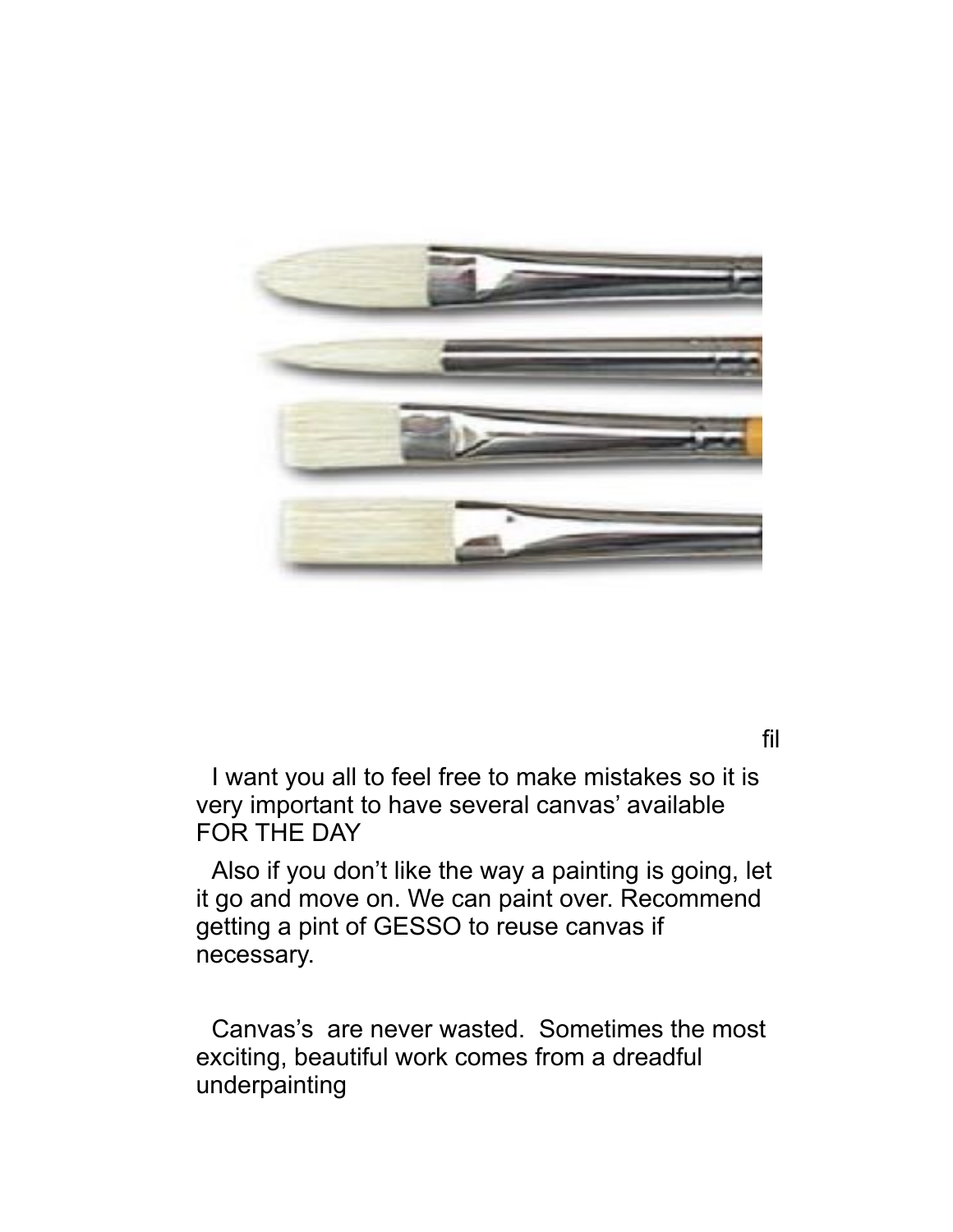fil

I want you all to feel free to make mistakes so it is very important to have several canvas' available FOR THE DAY

Also if you don't like the way a painting is going, let it go and move on. We can paint over. Recommend getting a pint of GESSO to reuse canvas if necessary.

Canvas's are never wasted. Sometimes the most exciting, beautiful work comes from a dreadful underpainting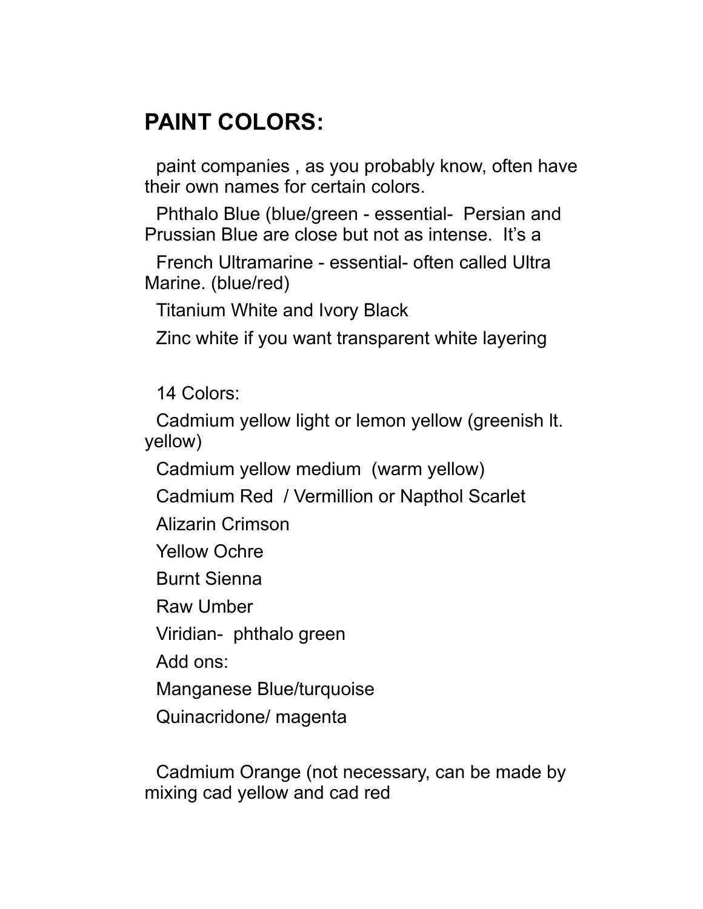# PAINT COLORS:

paint companies , as you probably know, often have their own names for certain colors.

Phthalo Blue (blue/green - essential- Persian and Prussian Blue are close but not as intense. It's a

French Ultramarine - essential- often called Ultra Marine. (blue/red)

Titanium White and Ivory Black

Zinc white if you want transparent white layering

14 Colors:

Cadmium yellow light or lemon yellow (greenish lt. yellow)

Cadmium yellow medium (warm yellow)

Cadmium Red / Vermillion or Napthol Scarlet

Alizarin Crimson

Yellow Ochre

Burnt Sienna

Raw Umber

Viridian- phthalo green

Add ons:

Manganese Blue/turquoise

Quinacridone/ magenta

Cadmium Orange (not necessary, can be made by mixing cad yellow and cad red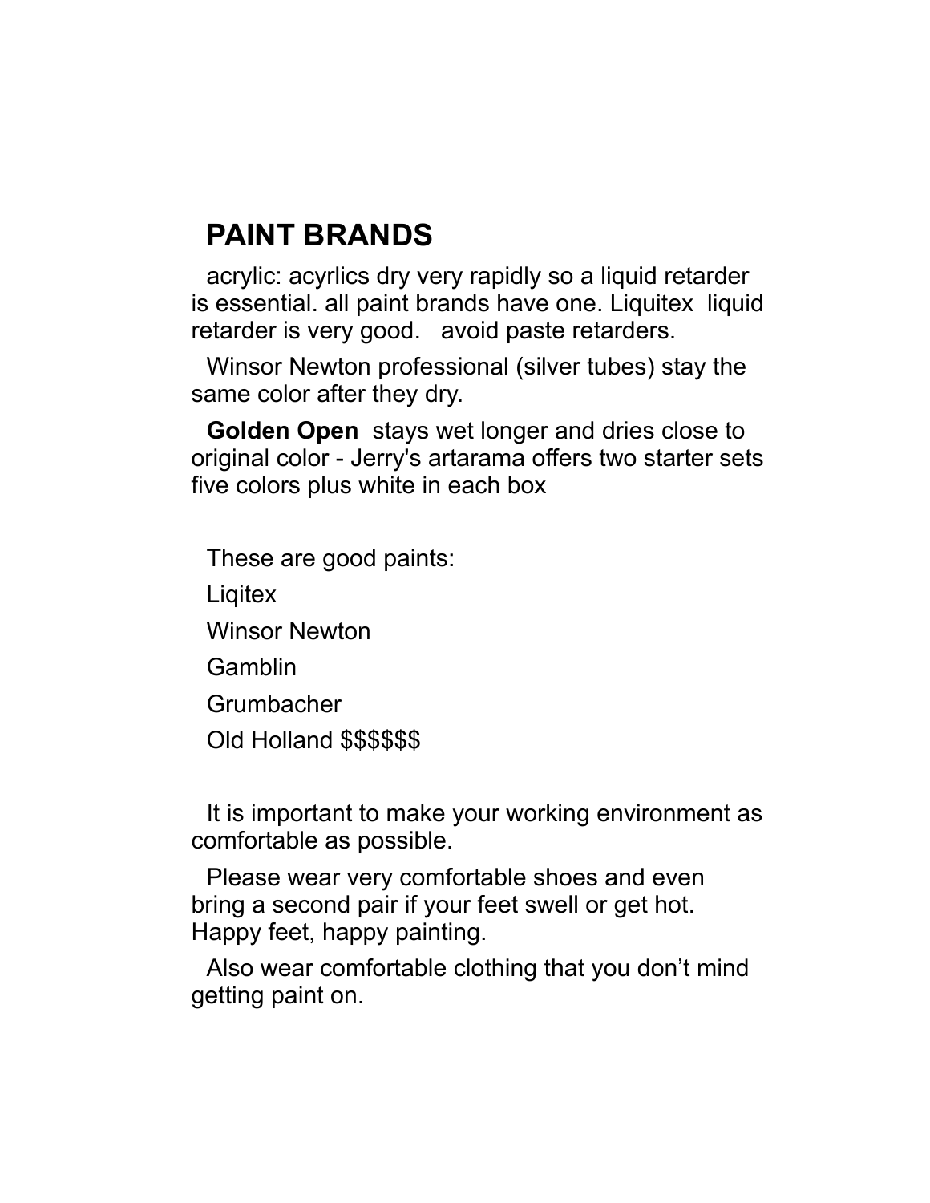## PAINT BRANDS

acrylic: acyrlics dry very rapidly so a liquid retarder is essential. all paint brands have one. Liquitex liquid retarder is very good. avoid paste retarders.

Winsor Newton professional (silver tubes) stay the same color after they dry.

**Golden Open** stays wet longer and dries close to original color - Jerry's artarama offers two starter sets five colors plus white in each box

These are good paints:

Liqitex

Winsor Newton

Gamblin

Grumbacher

Old Holland $$$$$$

It is important to make your working environment as comfortable as possible.

Please wear very comfortable shoes and even bring a second pair if your feet swell or get hot. Happy feet, happy painting.

Also wear comfortable clothing that you don't mind getting paint on.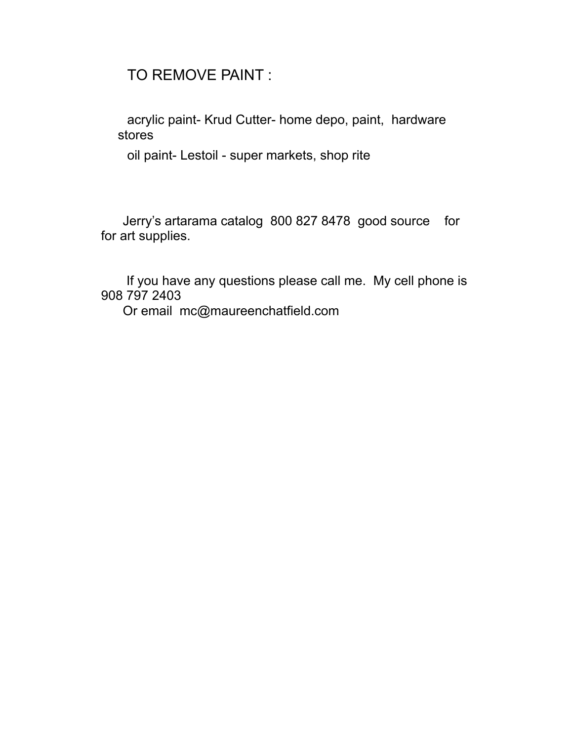## TO REMOVE PAINT :

acrylic paint- Krud Cutter- home depo, paint, hardware stores

oil paint- Lestoil - super markets, shop rite

Jerry's artarama catalog 800 827 8478 good source for for art supplies.

If you have any questions please call me. My cell phone is 908 797 2403

Or email mc@maureenchatfield.com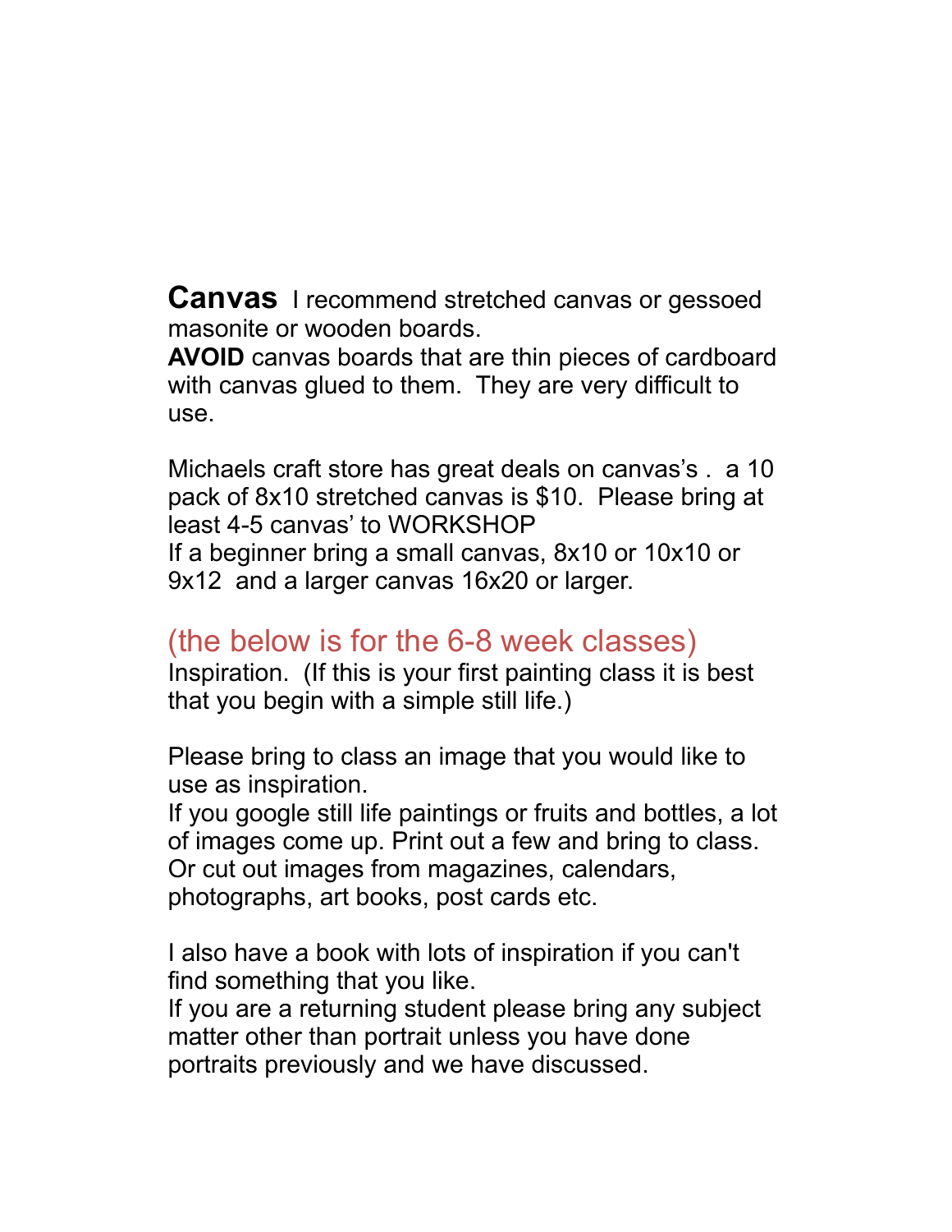**Canvas** I recommend stretched canvas or gessoed masonite or wooden boards.
**AVOID** canvas boards that are thin pieces of cardboard with canvas glued to them. They are very difficult to use.

Michaels craft store has great deals on canvas's . a 10 pack of 8x10 stretched canvas is $10. Please bring at least 4-5 canvas' to WORKSHOP
If a beginner bring a small canvas, 8x10 or 10x10 or 9x12 and a larger canvas 16x20 or larger.

(the below is for the 6-8 week classes)
Inspiration. (If this is your first painting class it is best that you begin with a simple still life.)

Please bring to class an image that you would like to use as inspiration.
If you google still life paintings or fruits and bottles, a lot of images come up. Print out a few and bring to class. Or cut out images from magazines, calendars, photographs, art books, post cards etc.

I also have a book with lots of inspiration if you can't find something that you like.
If you are a returning student please bring any subject matter other than portrait unless you have done portraits previously and we have discussed.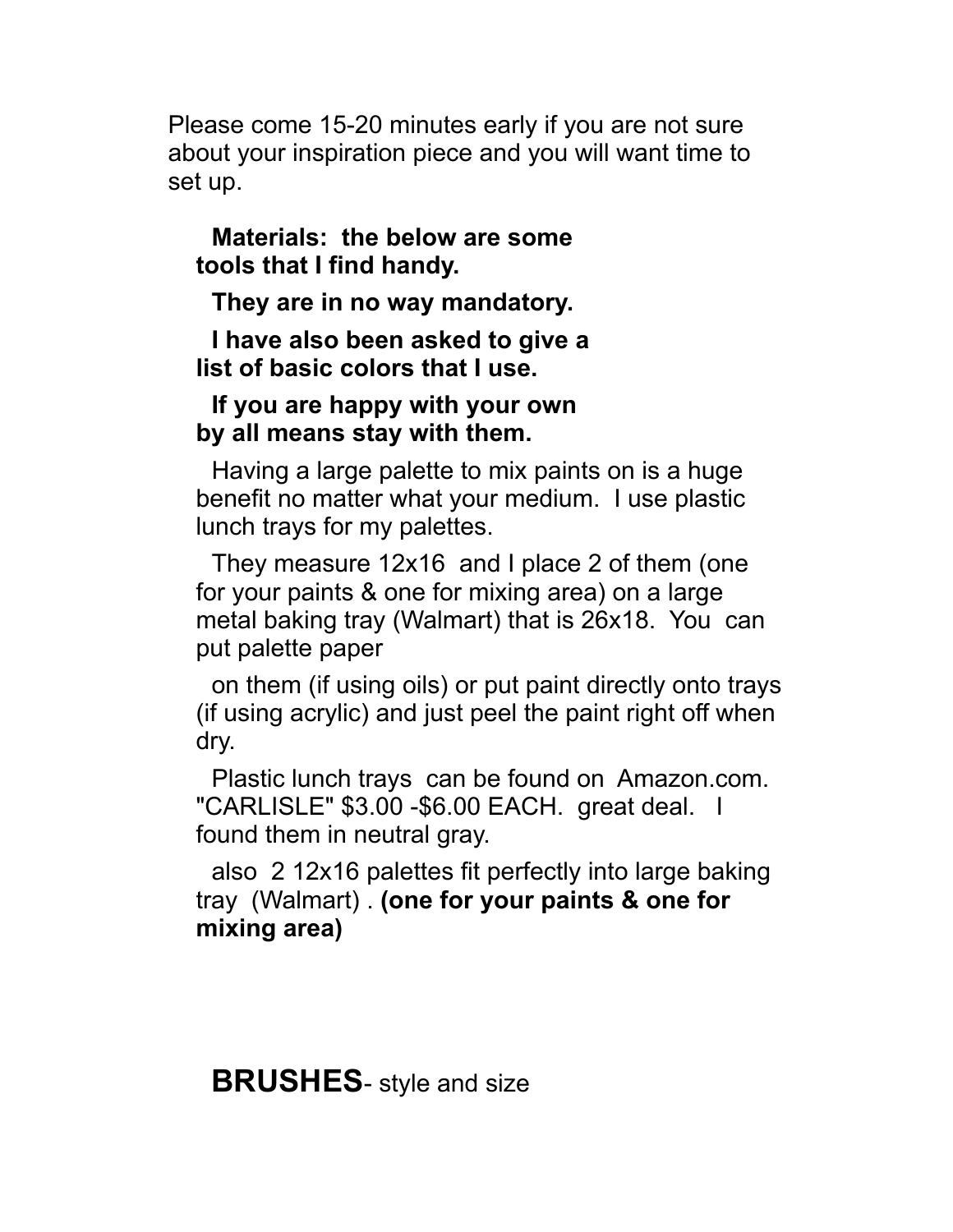Please come 15-20 minutes early if you are not sure about your inspiration piece and you will want time to set up.

**Materials: the below are some tools that I find handy.**

**They are in no way mandatory.**

**I have also been asked to give a list of basic colors that I use.**

**If you are happy with your own by all means stay with them.**

Having a large palette to mix paints on is a huge benefit no matter what your medium. I use plastic lunch trays for my palettes.

They measure 12x16 and I place 2 of them (one for your paints & one for mixing area) on a large metal baking tray (Walmart) that is 26x18. You can put palette paper

on them (if using oils) or put paint directly onto trays (if using acrylic) and just peel the paint right off when dry.

Plastic lunch trays can be found on Amazon.com. "CARLISLE" $3.00 -$6.00 EACH. great deal. I found them in neutral gray.

also 2 12x16 palettes fit perfectly into large baking tray (Walmart) . **(one for your paints & one for mixing area)**

## BRUSHES- style and size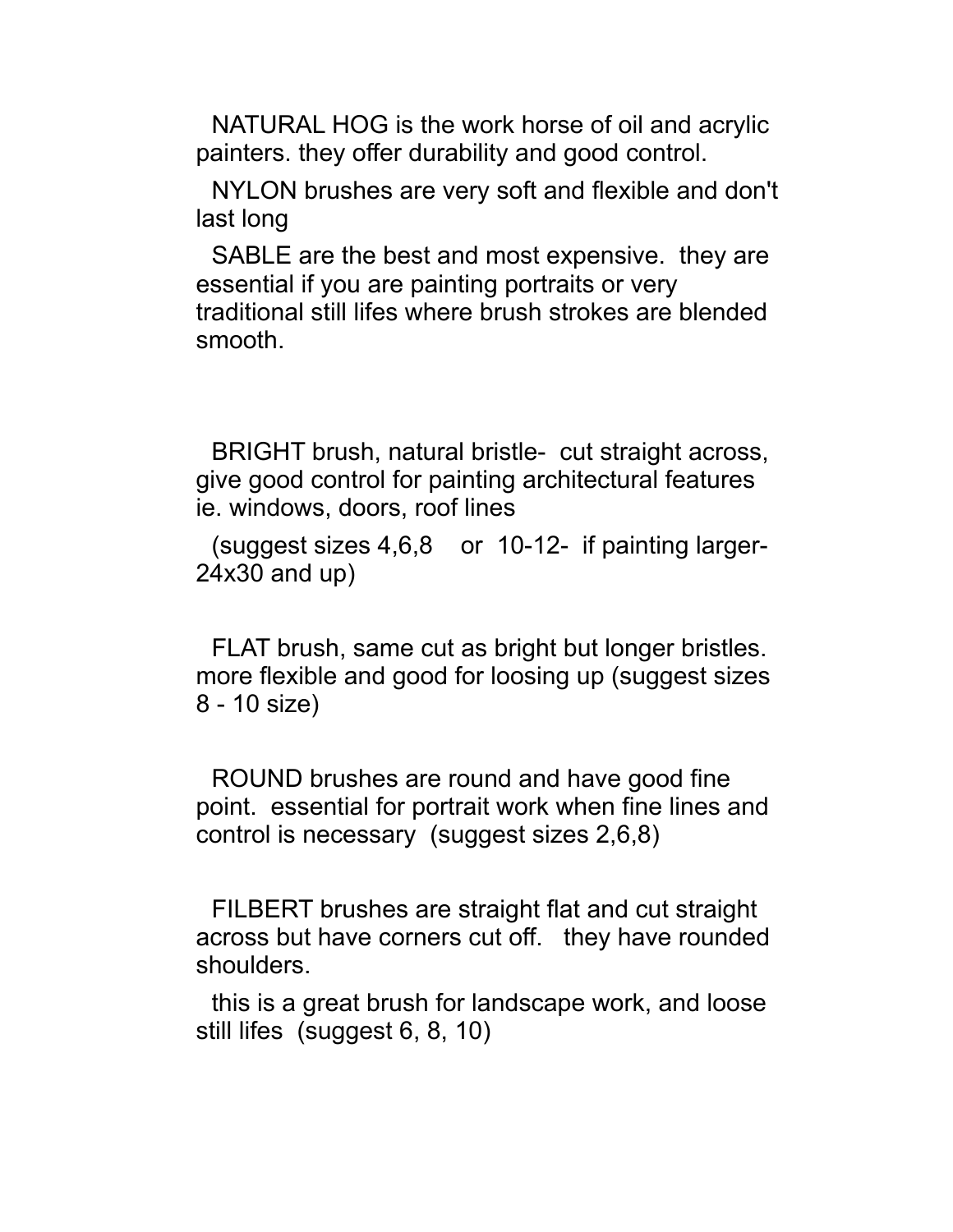NATURAL HOG is the work horse of oil and acrylic painters. they offer durability and good control.

NYLON brushes are very soft and flexible and don't last long

SABLE are the best and most expensive.  they are essential if you are painting portraits or very traditional still lifes where brush strokes are blended smooth.

BRIGHT brush, natural bristle-  cut straight across, give good control for painting architectural features ie. windows, doors, roof lines

(suggest sizes 4,6,8    or  10-12-  if painting larger- 24x30 and up)

FLAT brush, same cut as bright but longer bristles. more flexible and good for loosing up (suggest sizes 8 - 10 size)

ROUND brushes are round and have good fine point.  essential for portrait work when fine lines and control is necessary  (suggest sizes 2,6,8)

FILBERT brushes are straight flat and cut straight across but have corners cut off.   they have rounded shoulders.

this is a great brush for landscape work, and loose still lifes  (suggest 6, 8, 10)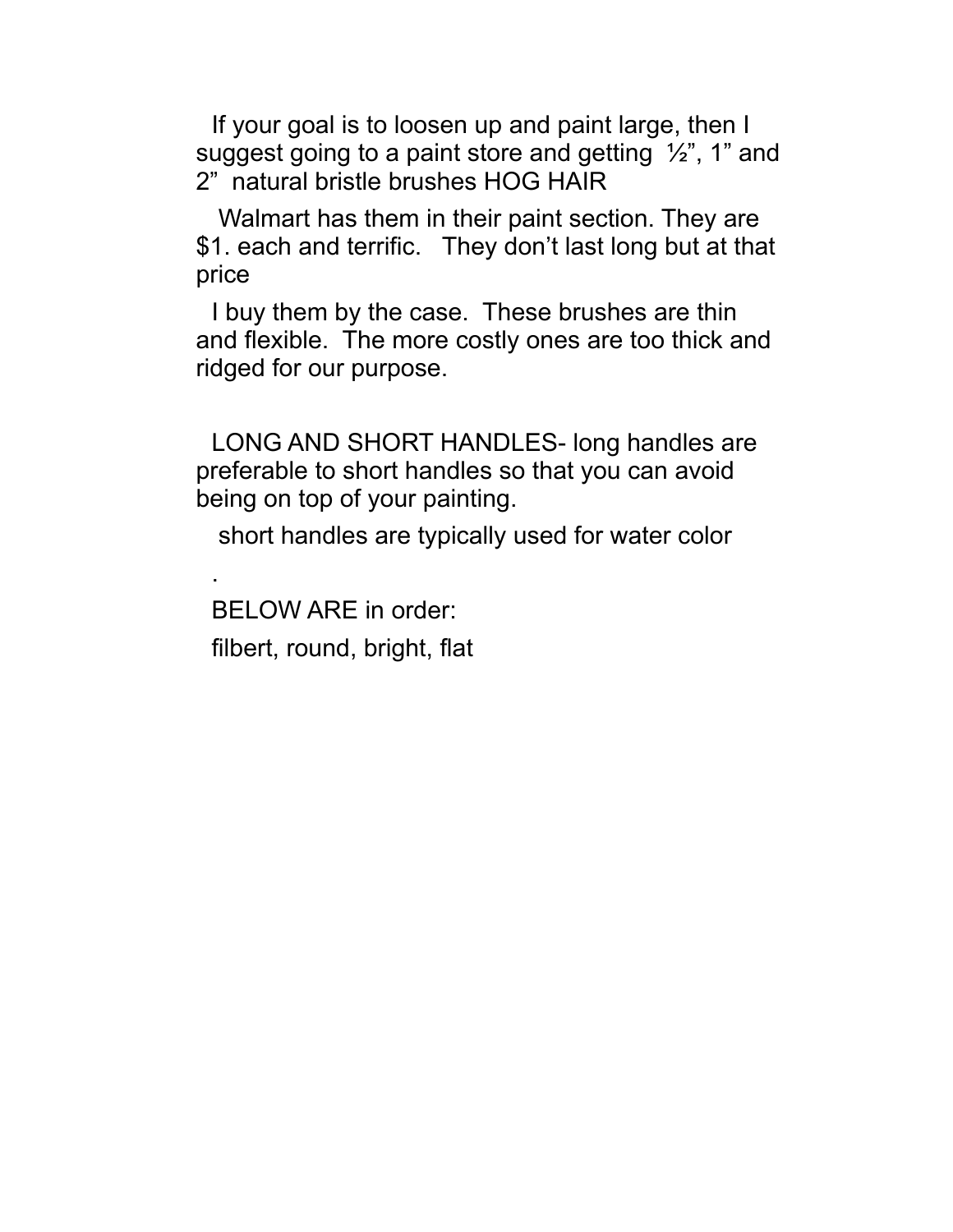If your goal is to loosen up and paint large, then I suggest going to a paint store and getting ½", 1" and 2" natural bristle brushes HOG HAIR

Walmart has them in their paint section. They are $1. each and terrific. They don't last long but at that price

I buy them by the case. These brushes are thin and flexible. The more costly ones are too thick and ridged for our purpose.

LONG AND SHORT HANDLES- long handles are preferable to short handles so that you can avoid being on top of your painting.

short handles are typically used for water color

.

BELOW ARE in order:

filbert, round, bright, flat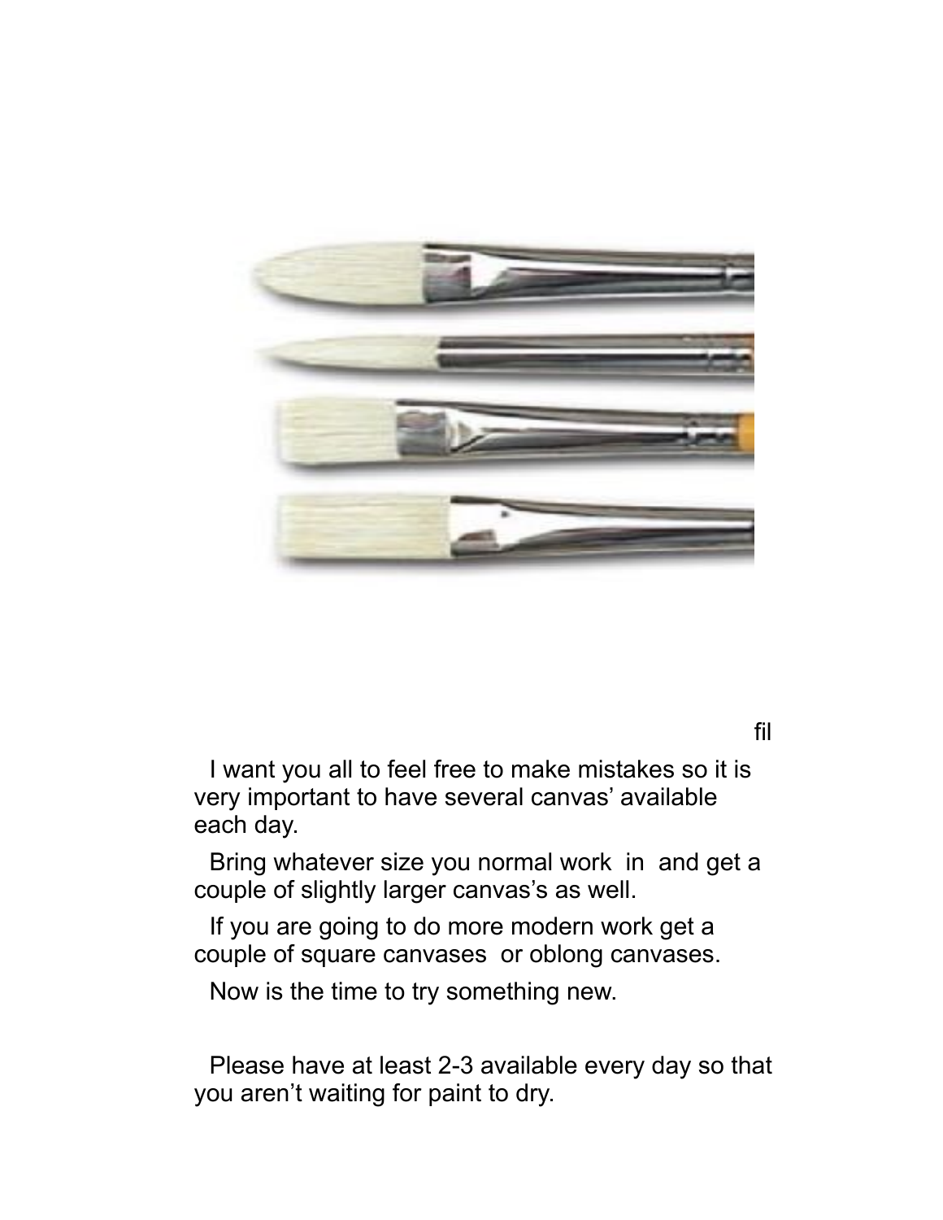fil

I want you all to feel free to make mistakes so it is very important to have several canvas' available each day.

Bring whatever size you normal work in and get a couple of slightly larger canvas's as well.

If you are going to do more modern work get a couple of square canvases or oblong canvases.

Now is the time to try something new.

Please have at least 2-3 available every day so that you aren't waiting for paint to dry.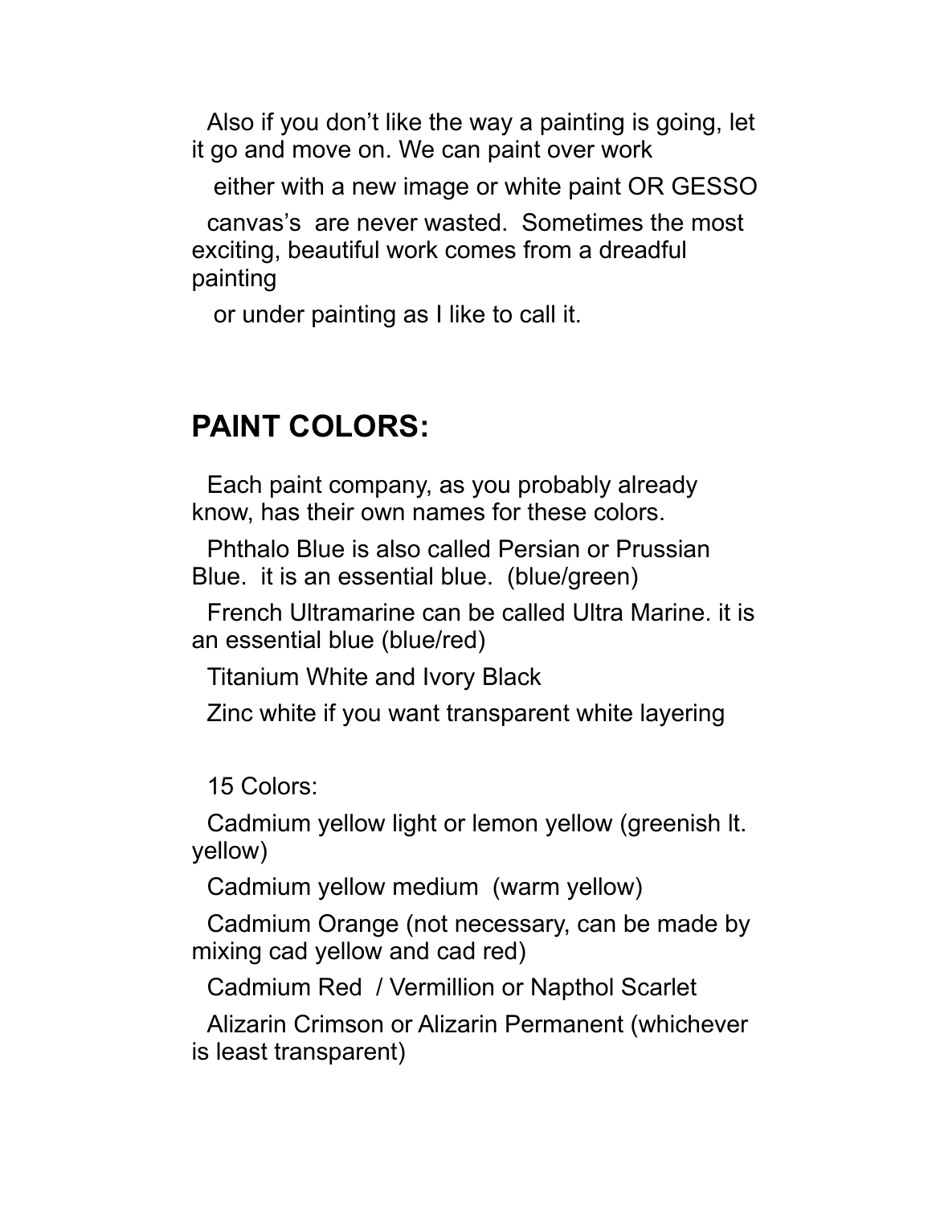Also if you don't like the way a painting is going, let it go and move on. We can paint over work

either with a new image or white paint OR GESSO

canvas's are never wasted. Sometimes the most exciting, beautiful work comes from a dreadful painting

or under painting as I like to call it.

## PAINT COLORS:

Each paint company, as you probably already know, has their own names for these colors.

Phthalo Blue is also called Persian or Prussian Blue. it is an essential blue. (blue/green)

French Ultramarine can be called Ultra Marine. it is an essential blue (blue/red)

Titanium White and Ivory Black

Zinc white if you want transparent white layering

15 Colors:

Cadmium yellow light or lemon yellow (greenish lt. yellow)

Cadmium yellow medium (warm yellow)

Cadmium Orange (not necessary, can be made by mixing cad yellow and cad red)

Cadmium Red / Vermillion or Napthol Scarlet

Alizarin Crimson or Alizarin Permanent (whichever is least transparent)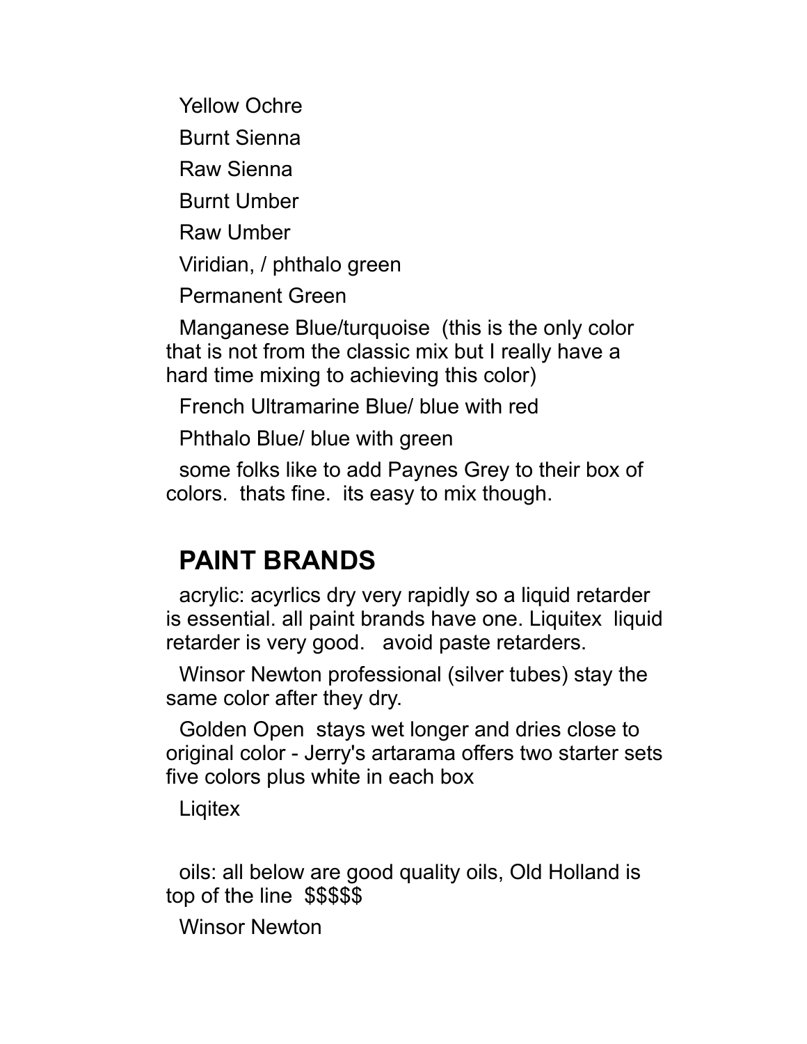Yellow Ochre

Burnt Sienna

Raw Sienna

Burnt Umber

Raw Umber

Viridian, / phthalo green

Permanent Green

Manganese Blue/turquoise (this is the only color that is not from the classic mix but I really have a hard time mixing to achieving this color)

French Ultramarine Blue/ blue with red

Phthalo Blue/ blue with green

some folks like to add Paynes Grey to their box of colors. thats fine. its easy to mix though.

## PAINT BRANDS

acrylic: acyrlics dry very rapidly so a liquid retarder is essential. all paint brands have one. Liquitex liquid retarder is very good. avoid paste retarders.

Winsor Newton professional (silver tubes) stay the same color after they dry.

Golden Open stays wet longer and dries close to original color - Jerry's artarama offers two starter sets five colors plus white in each box

Liqitex

oils: all below are good quality oils, Old Holland is top of the line $$$$$

Winsor Newton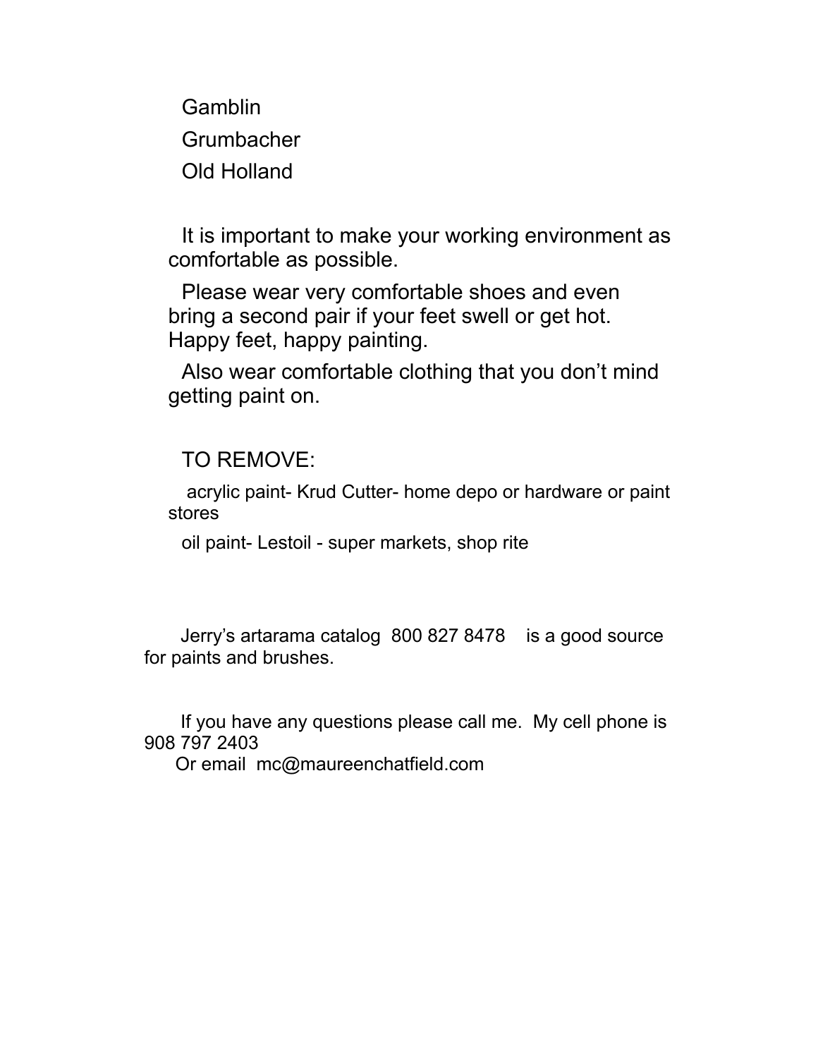Gamblin

Grumbacher

Old Holland

It is important to make your working environment as comfortable as possible.

Please wear very comfortable shoes and even bring a second pair if your feet swell or get hot. Happy feet, happy painting.

Also wear comfortable clothing that you don't mind getting paint on.

TO REMOVE:

acrylic paint- Krud Cutter- home depo or hardware or paint stores

oil paint- Lestoil - super markets, shop rite

Jerry's artarama catalog 800 827 8478 is a good source for paints and brushes.

If you have any questions please call me. My cell phone is 908 797 2403
Or email mc@maureenchatfield.com